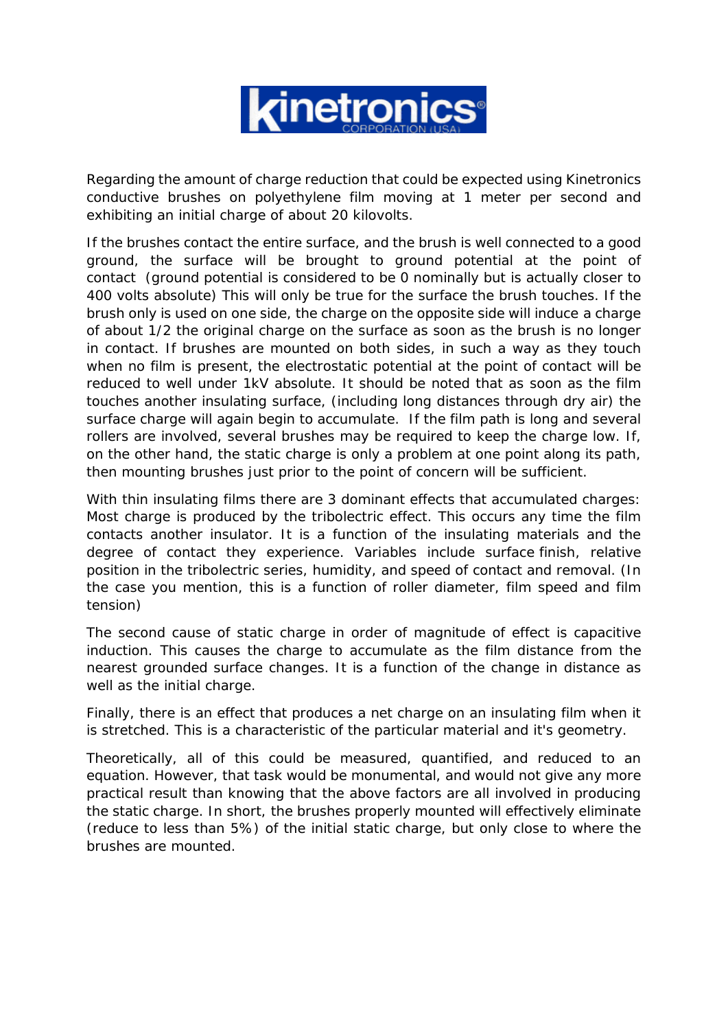kinetronics® CORPORATION (USA)

Regarding the amount of charge reduction that could be expected using Kinetronics conductive brushes on polyethylene film moving at 1 meter per second and exhibiting an initial charge of about 20 kilovolts.

If the brushes contact the entire surface, and the brush is well connected to a good ground, the surface will be brought to ground potential at the point of contact (ground potential is considered to be 0 nominally but is actually closer to 400 volts absolute) This will only be true for the surface the brush touches. If the brush only is used on one side, the charge on the opposite side will induce a charge of about 1/2 the original charge on the surface as soon as the brush is no longer in contact. If brushes are mounted on both sides, in such a way as they touch when no film is present, the electrostatic potential at the point of contact will be reduced to well under 1kV absolute. It should be noted that as soon as the film touches another insulating surface, (including long distances through dry air) the surface charge will again begin to accumulate. If the film path is long and several rollers are involved, several brushes may be required to keep the charge low. If, on the other hand, the static charge is only a problem at one point along its path, then mounting brushes just prior to the point of concern will be sufficient.

With thin insulating films there are 3 dominant effects that accumulated charges: Most charge is produced by the tribolectric effect. This occurs any time the film contacts another insulator. It is a function of the insulating materials and the degree of contact they experience. Variables include surface finish, relative position in the tribolectric series, humidity, and speed of contact and removal. (In the case you mention, this is a function of roller diameter, film speed and film tension)

The second cause of static charge in order of magnitude of effect is capacitive induction. This causes the charge to accumulate as the film distance from the nearest grounded surface changes. It is a function of the change in distance as well as the initial charge.

Finally, there is an effect that produces a net charge on an insulating film when it is stretched. This is a characteristic of the particular material and it's geometry.

Theoretically, all of this could be measured, quantified, and reduced to an equation. However, that task would be monumental, and would not give any more practical result than knowing that the above factors are all involved in producing the static charge. In short, the brushes properly mounted will effectively eliminate (reduce to less than 5%) of the initial static charge, but only close to where the brushes are mounted.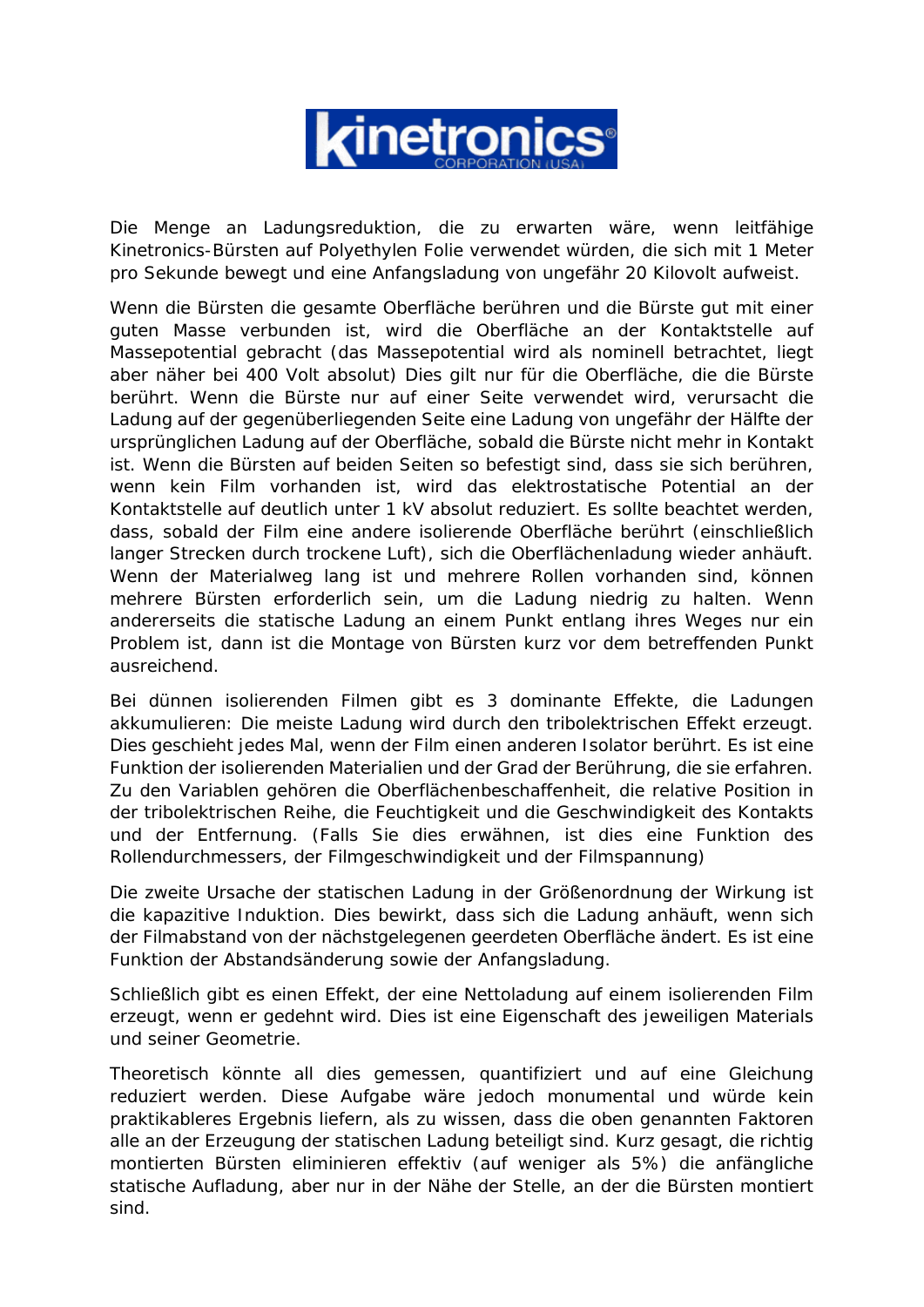Die Menge an Ladungsreduktion, die zu erwarten wäre, wenn leitfähige Kinetronics-Bürsten auf Polyethylen Folie verwendet würden, die sich mit 1 Meter pro Sekunde bewegt und eine Anfangsladung von ungefähr 20 Kilovolt aufweist.

Wenn die Bürsten die gesamte Oberfläche berühren und die Bürste gut mit einer guten Masse verbunden ist, wird die Oberfläche an der Kontaktstelle auf Massepotential gebracht (das Massepotential wird als nominell betrachtet, liegt aber näher bei 400 Volt absolut) Dies gilt nur für die Oberfläche, die die Bürste berührt. Wenn die Bürste nur auf einer Seite verwendet wird, verursacht die Ladung auf der gegenüberliegenden Seite eine Ladung von ungefähr der Hälfte der ursprünglichen Ladung auf der Oberfläche, sobald die Bürste nicht mehr in Kontakt ist. Wenn die Bürsten auf beiden Seiten so befestigt sind, dass sie sich berühren, wenn kein Film vorhanden ist, wird das elektrostatische Potential an der Kontaktstelle auf deutlich unter 1 kV absolut reduziert. Es sollte beachtet werden, dass, sobald der Film eine andere isolierende Oberfläche berührt (einschließlich langer Strecken durch trockene Luft), sich die Oberflächenladung wieder anhäuft. Wenn der Materialweg lang ist und mehrere Rollen vorhanden sind, können mehrere Bürsten erforderlich sein, um die Ladung niedrig zu halten. Wenn andererseits die statische Ladung an einem Punkt entlang ihres Weges nur ein Problem ist, dann ist die Montage von Bürsten kurz vor dem betreffenden Punkt ausreichend.

Bei dünnen isolierenden Filmen gibt es 3 dominante Effekte, die Ladungen akkumulieren: Die meiste Ladung wird durch den tribolektrischen Effekt erzeugt. Dies geschieht jedes Mal, wenn der Film einen anderen Isolator berührt. Es ist eine Funktion der isolierenden Materialien und der Grad der Berührung, die sie erfahren. Zu den Variablen gehören die Oberflächenbeschaffenheit, die relative Position in der tribolektrischen Reihe, die Feuchtigkeit und die Geschwindigkeit des Kontakts und der Entfernung. (Falls Sie dies erwähnen, ist dies eine Funktion des Rollendurchmessers, der Filmgeschwindigkeit und der Filmspannung)

Die zweite Ursache der statischen Ladung in der Größenordnung der Wirkung ist die kapazitive Induktion. Dies bewirkt, dass sich die Ladung anhäuft, wenn sich der Filmabstand von der nächstgelegenen geerdeten Oberfläche ändert. Es ist eine Funktion der Abstandsänderung sowie der Anfangsladung.

Schließlich gibt es einen Effekt, der eine Nettoladung auf einem isolierenden Film erzeugt, wenn er gedehnt wird. Dies ist eine Eigenschaft des jeweiligen Materials und seiner Geometrie.

Theoretisch könnte all dies gemessen, quantifiziert und auf eine Gleichung reduziert werden. Diese Aufgabe wäre jedoch monumental und würde kein praktikableres Ergebnis liefern, als zu wissen, dass die oben genannten Faktoren alle an der Erzeugung der statischen Ladung beteiligt sind. Kurz gesagt, die richtig montierten Bürsten eliminieren effektiv (auf weniger als 5%) die anfängliche statische Aufladung, aber nur in der Nähe der Stelle, an der die Bürsten montiert sind.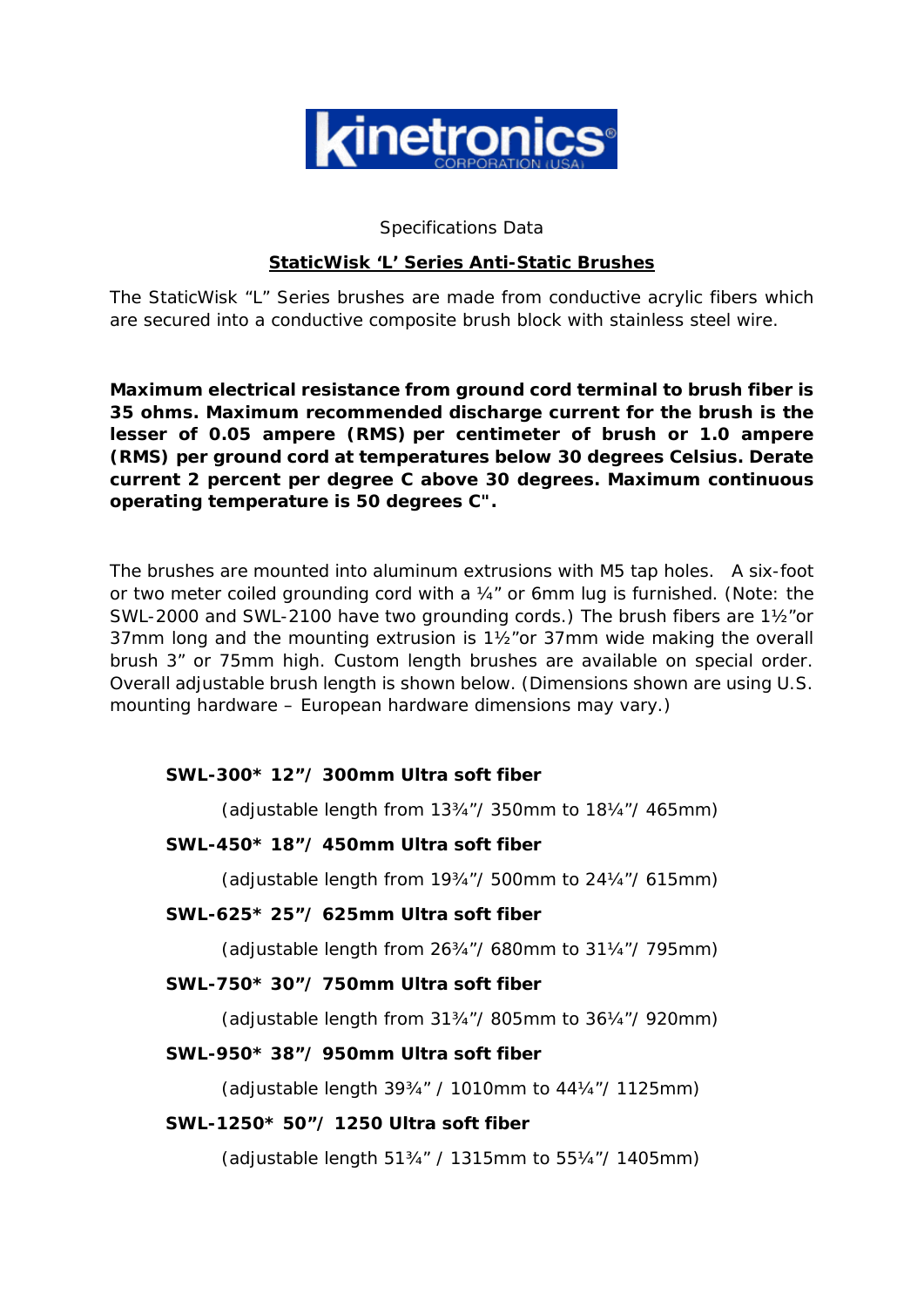kinetronics CORPORATION (USA)

Specifications Data

**StaticWisk 'L' Series Anti-Static Brushes**

The StaticWisk "L" Series brushes are made from conductive acrylic fibers which are secured into a conductive composite brush block with stainless steel wire.

**Maximum electrical resistance from ground cord terminal to brush fiber is 35 ohms. Maximum recommended discharge current for the brush is the lesser of 0.05 ampere (RMS) per centimeter of brush or 1.0 ampere (RMS) per ground cord at temperatures below 30 degrees Celsius. Derate current 2 percent per degree C above 30 degrees. Maximum continuous operating temperature is 50 degrees C".**

The brushes are mounted into aluminum extrusions with M5 tap holes. A six-foot or two meter coiled grounding cord with a ¼" or 6mm lug is furnished. (Note: the SWL-2000 and SWL-2100 have two grounding cords.) The brush fibers are 1½"or 37mm long and the mounting extrusion is 1½"or 37mm wide making the overall brush 3" or 75mm high. Custom length brushes are available on special order. Overall adjustable brush length is shown below. (Dimensions shown are using U.S. mounting hardware – European hardware dimensions may vary.)

**SWL-300* 12"/ 300mm Ultra soft fiber**

(adjustable length from 13¾"/ 350mm to 18¼"/ 465mm)

**SWL-450* 18"/ 450mm Ultra soft fiber**

(adjustable length from 19¾"/ 500mm to 24¼"/ 615mm)

**SWL-625* 25"/ 625mm Ultra soft fiber**

(adjustable length from 26¾"/ 680mm to 31¼"/ 795mm)

**SWL-750* 30"/ 750mm Ultra soft fiber**

(adjustable length from 31¾"/ 805mm to 36¼"/ 920mm)

**SWL-950* 38"/ 950mm Ultra soft fiber**

(adjustable length 39¾" / 1010mm to 44¼"/ 1125mm)

**SWL-1250* 50"/ 1250 Ultra soft fiber**

(adjustable length 51¾" / 1315mm to 55¼"/ 1405mm)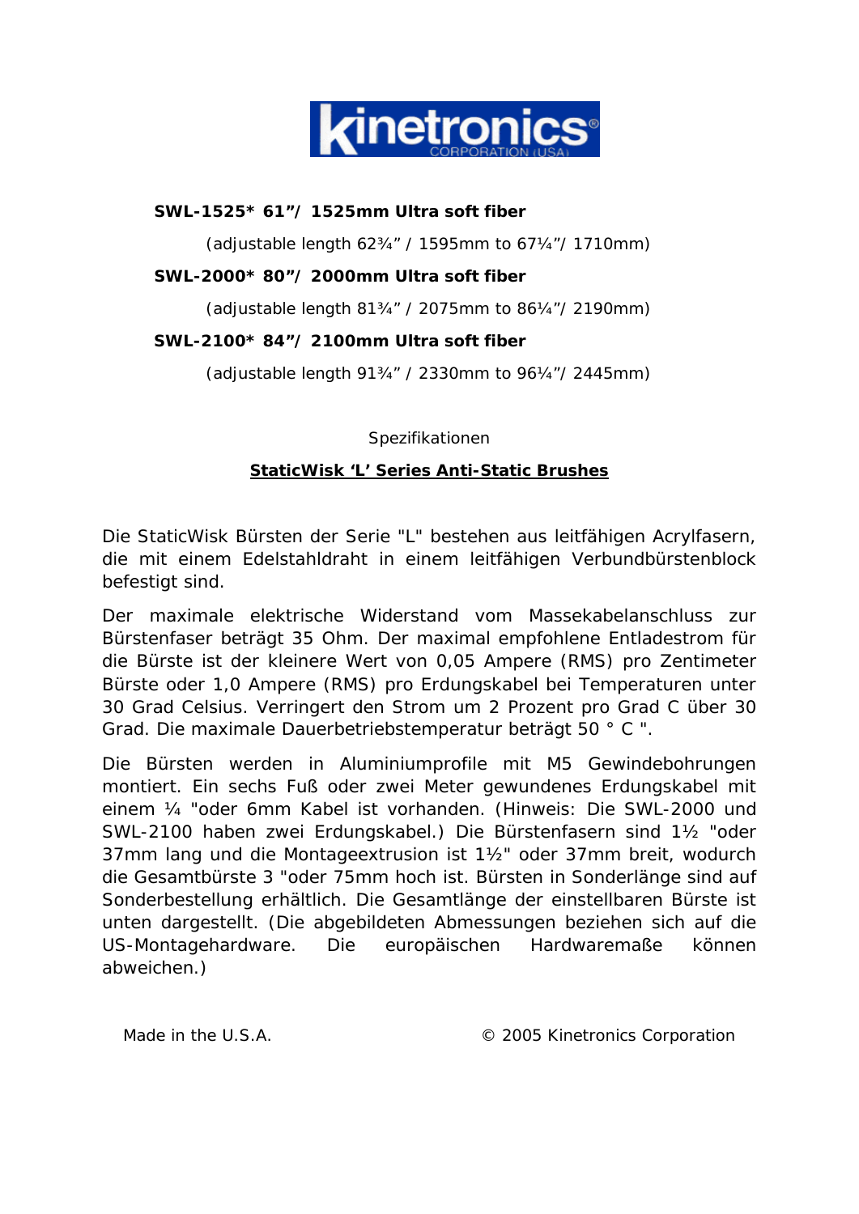kinetronics CORPORATION (USA)

**SWL-1525* 61"/ 1525mm Ultra soft fiber**

(adjustable length 62¾" / 1595mm to 67¼"/ 1710mm)

**SWL-2000* 80"/ 2000mm Ultra soft fiber**

(adjustable length 81¾" / 2075mm to 86¼"/ 2190mm)

**SWL-2100* 84"/ 2100mm Ultra soft fiber**

(adjustable length 91¾" / 2330mm to 96¼"/ 2445mm)

Spezifikationen

**StaticWisk 'L' Series Anti-Static Brushes**

Die StaticWisk Bürsten der Serie "L" bestehen aus leitfähigen Acrylfasern, die mit einem Edelstahldraht in einem leitfähigen Verbundbürstenblock befestigt sind.

Der maximale elektrische Widerstand vom Massekabelanschluss zur Bürstenfaser beträgt 35 Ohm. Der maximal empfohlene Entladestrom für die Bürste ist der kleinere Wert von 0,05 Ampere (RMS) pro Zentimeter Bürste oder 1,0 Ampere (RMS) pro Erdungskabel bei Temperaturen unter 30 Grad Celsius. Verringert den Strom um 2 Prozent pro Grad C über 30 Grad. Die maximale Dauerbetriebstemperatur beträgt 50 ° C ".

Die Bürsten werden in Aluminiumprofile mit M5 Gewindebohrungen montiert. Ein sechs Fuß oder zwei Meter gewundenes Erdungskabel mit einem ¼ "oder 6mm Kabel ist vorhanden. (Hinweis: Die SWL-2000 und SWL-2100 haben zwei Erdungskabel.) Die Bürstenfasern sind 1½ "oder 37mm lang und die Montageextrusion ist 1½" oder 37mm breit, wodurch die Gesamtbürste 3 "oder 75mm hoch ist. Bürsten in Sonderlänge sind auf Sonderbestellung erhältlich. Die Gesamtlänge der einstellbaren Bürste ist unten dargestellt. (Die abgebildeten Abmessungen beziehen sich auf die US-Montagehardware. Die europäischen Hardwaremaße können abweichen.)

Made in the U.S.A. © 2005 Kinetronics Corporation